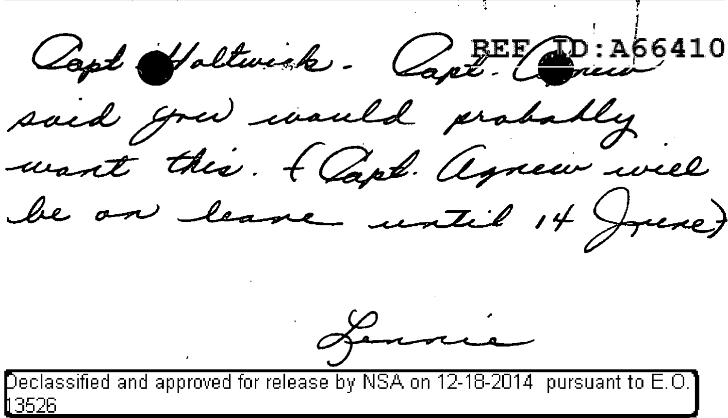REF ID:A66410

Capt Holtwick - Capt. Agnew said you would probably want this. (Capt. Agnew will be on leave until 14 June)

Lennie

Declassified and approved for release by NSA on 12-18-2014 pursuant to E.O. 13526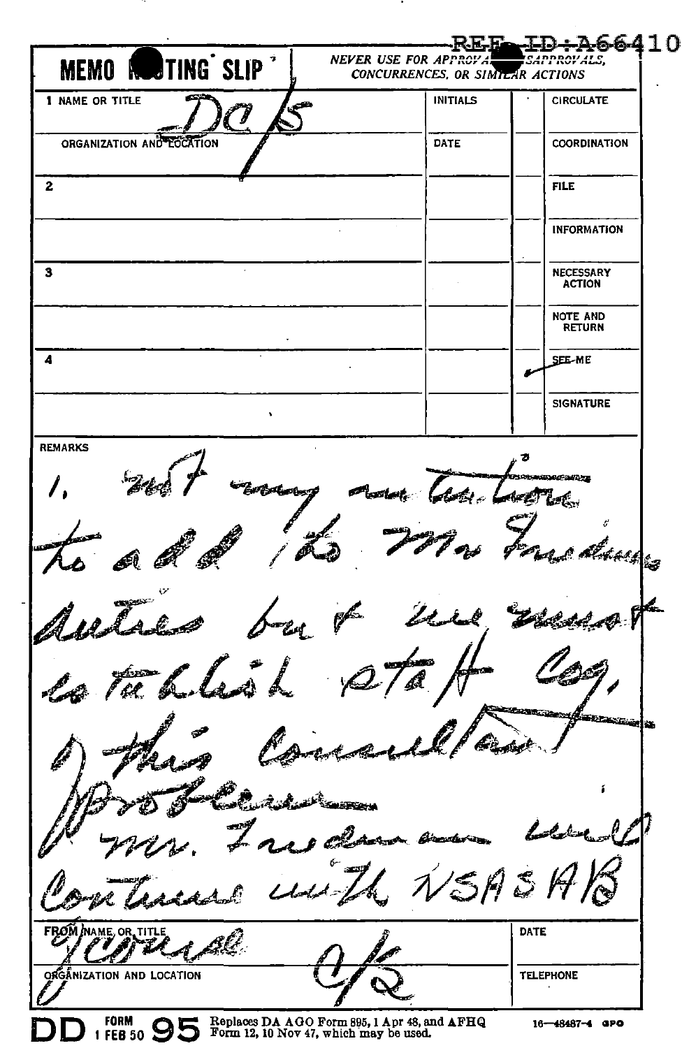REF ID:A66410

# MEMO ROUTING SLIP

NEVER USE FOR APPROVALS, DISAPPROVALS, CONCURRENCES, OR SIMILAR ACTIONS

| 1 NAME OR TITLE | INITIALS | | CIRCULATE |
|---|---|---|---|
| DC/S | | | |
| ORGANIZATION AND LOCATION | DATE | | COORDINATION |
| 2 | | | FILE |
| | | | INFORMATION |
| 3 | | | NECESSARY ACTION |
| | | | NOTE AND RETURN |
| 4 | | ✓ | SEE ME |
| | | | SIGNATURE |

REMARKS

1. not my intention to add to Mr Friedmans duties but we must establish staff resp. of this consultant problem

Mr. Friedman would continue with NSASAB

| FROM NAME OR TITLE | DATE |
|---|---|
| Canine C/S | |
| ORGANIZATION AND LOCATION | TELEPHONE |
| | |

DD FORM 1 FEB 50 95 Replaces DA AGO Form 895, 1 Apr 48, and AFHQ Form 12, 10 Nov 47, which may be used.

16—48487-4 GPO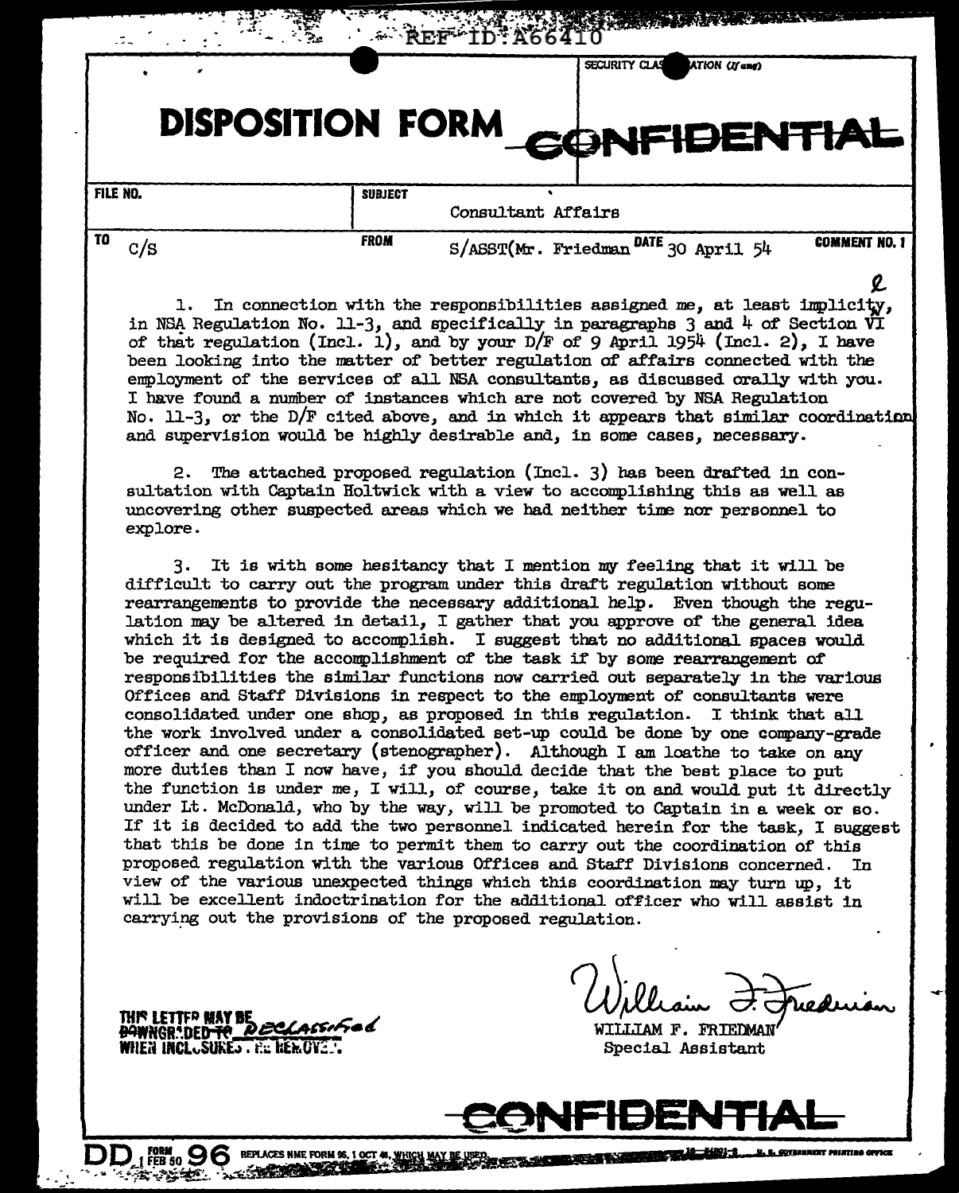REF ID:A66410

SECURITY CLASSIFICATION (If any)

# DISPOSITION FORM

**CONFIDENTIAL**

| FILE NO. | SUBJECT | | |
|---|---|---|---|
| | Consultant Affairs | | |
| TO C/S | FROM S/ASST(Mr. Friedman | DATE 30 April 54 | COMMENT NO. 1 |

1. In connection with the responsibilities assigned me, at least implicitly, in NSA Regulation No. 11-3, and specifically in paragraphs 3 and 4 of Section VI of that regulation (Incl. 1), and by your D/F of 9 April 1954 (Incl. 2), I have been looking into the matter of better regulation of affairs connected with the employment of the services of all NSA consultants, as discussed orally with you. I have found a number of instances which are not covered by NSA Regulation No. 11-3, or the D/F cited above, and in which it appears that similar coordination and supervision would be highly desirable and, in some cases, necessary.

2. The attached proposed regulation (Incl. 3) has been drafted in consultation with Captain Holtwick with a view to accomplishing this as well as uncovering other suspected areas which we had neither time nor personnel to explore.

3. It is with some hesitancy that I mention my feeling that it will be difficult to carry out the program under this draft regulation without some rearrangements to provide the necessary additional help. Even though the regulation may be altered in detail, I gather that you approve of the general idea which it is designed to accomplish. I suggest that no additional spaces would be required for the accomplishment of the task if by some rearrangement of responsibilities the similar functions now carried out separately in the various Offices and Staff Divisions in respect to the employment of consultants were consolidated under one shop, as proposed in this regulation. I think that all the work involved under a consolidated set-up could be done by one company-grade officer and one secretary (stenographer). Although I am loathe to take on any more duties than I now have, if you should decide that the best place to put the function is under me, I will, of course, take it on and would put it directly under Lt. McDonald, who by the way, will be promoted to Captain in a week or so. If it is decided to add the two personnel indicated herein for the task, I suggest that this be done in time to permit them to carry out the coordination of this proposed regulation with the various Offices and Staff Divisions concerned. In view of the various unexpected things which this coordination may turn up, it will be excellent indoctrination for the additional officer who will assist in carrying out the provisions of the proposed regulation.

THIS LETTER MAY BE ~~DOWNGRADED TO~~ Declassified WHEN INCLOSURES ARE REMOVED.

William F. Friedman
WILLIAM F. FRIEDMAN
Special Assistant

**CONFIDENTIAL**

DD FORM 1 FEB 50 96 REPLACES NME FORM 96, 1 OCT 48, WHICH MAY BE USED.